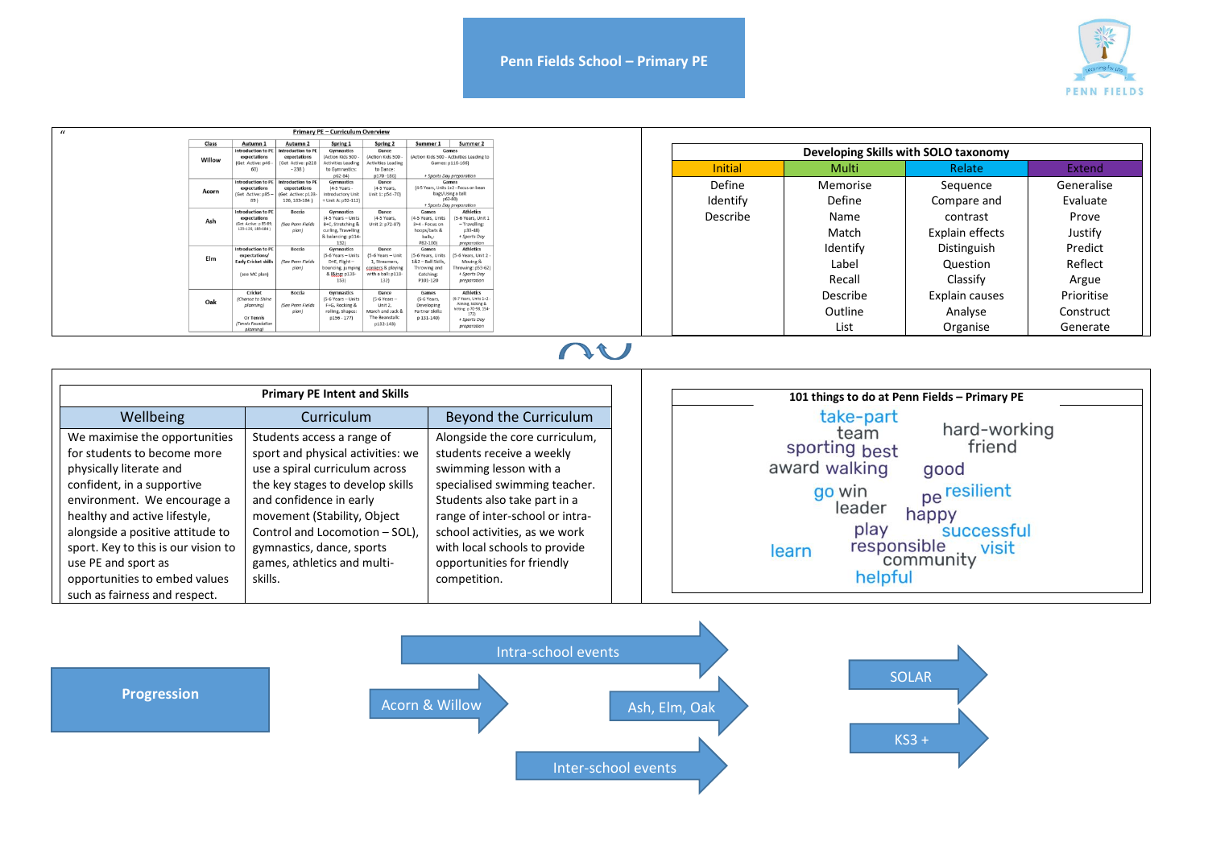# Penn Fields School – Primary PE

## Primary PE – Curriculum Overview

| Class | Autumn 1 | Autumn 2 | Spring 1 | Spring 2 | Summer 1 | Summer 2 |
|---|---|---|---|---|---|---|
| Willow | Introduction to PE expectations (Get Active: p46 - 60) | Introduction to PE expectations (Get Active: p228 - 238) | Gymnastics (Action Kids 500 - Activities Leading to Gymnastics: p62-84) | Dance (Action Kids 500 - Activities Leading to Dance: p170-186) | Games (Action Kids 500 - Activities Leading to Games: p110-166) + Sports Day preparation | |
| Acorn | Introduction to PE expectations (Get Active: p85 – 89) | Introduction to PE expectations (Get Active: p139-136, 183-184) | Gymnastics (4-5 Years - Introductory Unit + Unit A: p92-112) | Dance (4-5 Years, Unit 1: p54 -70) | Games (4-5 Years, Units 1+2 - Focus on bean bags/using a ball p62-80) + Sports Day preparation | |
| Ash | Introduction to PE expectations (Get Active: p 85-89, 125-116, 183-184) | Boccia (See Penn Fields plan) | Gymnastics (4-5 Years – Units B+C, Stretching & curling, Travelling & balancing: p114-132) | Dance (4-5 Years, Unit 2: p72-87) | Games (4-5 Years, Units 3+4 - Focus on hoops/bats & balls; P82-100) | Athletics (5-6 Years, Unit 1 – Travelling: p33-48) + Sports Day preparation |
| Elm | Introduction to PE expectations/ Early Cricket skills (see MC plan) | Boccia (See Penn Fields plan) | Gymnastics (5-6 Years – Units D+E, Flight – bouncing, jumping & lifting: p135-153) | Dance (5-6 Years – Unit 1, Streamers, conkers & playing with a ball: p118-132) | Games (5-6 Years, Units 1&2 – Ball Skills, Throwing and Catching: P101-120) | Athletics (5-6 Years, Unit 2 - Moving & Throwing: p53-62) + Sports Day preparation |
| Oak | Cricket (Chance to Shine planning) Or Tennis (Tennis Foundation planning) | Boccia (See Penn Fields plan) | Gymnastics (5-6 Years – Units F+G, Rocking & rolling, Shapes: p156 - 177) | Dance (5-6 Years – Unit 2, March and Jack & The Beanstalk: p133-148) | Games (5-6 Years, Developing Partner skills: p 131-140) | Athletics (6-7 Years, Units 1+2 - Aiming, kicking & hitting: p 70-58, 154-172) + Sports Day preparation |

## Developing Skills with SOLO taxonomy

| Initial | Multi | Relate | Extend |
|---|---|---|---|
| Define | Memorise | Sequence | Generalise |
| Identify | Define | Compare and contrast | Evaluate |
| Describe | Name | Explain effects | Prove |
| | Match | Distinguish | Justify |
| | Identify | Question | Predict |
| | Label | Classify | Reflect |
| | Recall | Explain causes | Argue |
| | Describe | Analyse | Prioritise |
| | Outline | Organise | Construct |
| | List | | Generate |

## Primary PE Intent and Skills

| Wellbeing | Curriculum | Beyond the Curriculum |
|---|---|---|
| We maximise the opportunities for students to become more physically literate and confident, in a supportive environment. We encourage a healthy and active lifestyle, alongside a positive attitude to sport. Key to this is our vision to use PE and sport as opportunities to embed values such as fairness and respect. | Students access a range of sport and physical activities: we use a spiral curriculum across the key stages to develop skills and confidence in each fundamental movement (Stability, Object Control and Locomotion – SOL), gymnastics, dance, sports games, athletics and multi-skills. | Alongside the core curriculum, students receive a weekly swimming lesson with a specialised swimming teacher. Students also take part in a range of inter-school or intra-school activities, as we work with local schools to provide opportunities for friendly competition. |

## 101 things to do at Penn Fields – Primary PE

take-part, team, sporting, best, award, walking, hard-working, friend, good, go, win, leader, pe, resilient, happy, play, successful, learn, responsible, community, visit, helpful

## Progression

- Acorn & Willow → Intra-school events → Ash, Elm, Oak → Inter-school events → SOLAR → KS3 +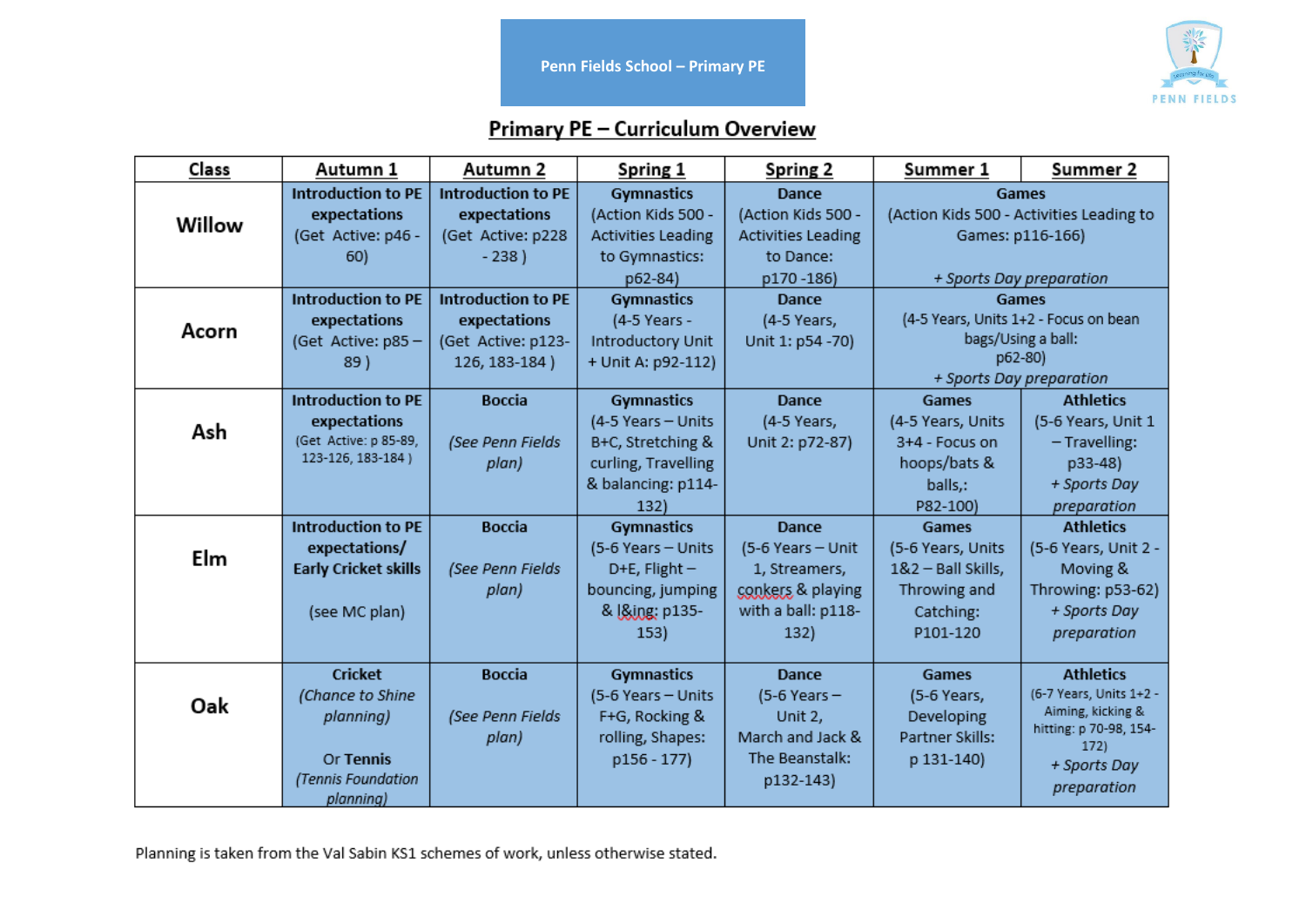Penn Fields School – Primary PE

PENN FIELDS

## Primary PE – Curriculum Overview

| Class | Autumn 1 | Autumn 2 | Spring 1 | Spring 2 | Summer 1 | Summer 2 |
|---|---|---|---|---|---|---|
| **Willow** | **Introduction to PE expectations** (Get Active: p46 - 60) | **Introduction to PE expectations** (Get Active: p228 - 238 ) | **Gymnastics** (Action Kids 500 - Activities Leading to Gymnastics: p62-84) | **Dance** (Action Kids 500 - Activities Leading to Dance: p170 -186) | **Games** (Action Kids 500 - Activities Leading to Games: p116-166) *+ Sports Day preparation* | |
| **Acorn** | **Introduction to PE expectations** (Get Active: p85 – 89 ) | **Introduction to PE expectations** (Get Active: p123-126, 183-184 ) | **Gymnastics** (4-5 Years - Introductory Unit + Unit A: p92-112) | **Dance** (4-5 Years, Unit 1: p54 -70) | **Games** (4-5 Years, Units 1+2 - Focus on bean bags/Using a ball: p62-80) *+ Sports Day preparation* | |
| **Ash** | **Introduction to PE expectations** (Get Active: p 85-89, 123-126, 183-184 ) | **Boccia** *(See Penn Fields plan)* | **Gymnastics** (4-5 Years – Units B+C, Stretching & curling, Travelling & balancing: p114-132) | **Dance** (4-5 Years, Unit 2: p72-87) | **Games** (4-5 Years, Units 3+4 - Focus on hoops/bats & balls,: P82-100) | **Athletics** (5-6 Years, Unit 1 – Travelling: p33-48) *+ Sports Day preparation* |
| **Elm** | **Introduction to PE expectations/ Early Cricket skills** (see MC plan) | **Boccia** *(See Penn Fields plan)* | **Gymnastics** (5-6 Years – Units D+E, Flight – bouncing, jumping & l&ing: p135-153) | **Dance** (5-6 Years – Unit 1, Streamers, conkers & playing with a ball: p118-132) | **Games** (5-6 Years, Units 1&2 – Ball Skills, Throwing and Catching: P101-120 | **Athletics** (5-6 Years, Unit 2 - Moving & Throwing: p53-62) *+ Sports Day preparation* |
| **Oak** | **Cricket** *(Chance to Shine planning)* Or **Tennis** *(Tennis Foundation planning)* | **Boccia** *(See Penn Fields plan)* | **Gymnastics** (5-6 Years – Units F+G, Rocking & rolling, Shapes: p156 - 177) | **Dance** (5-6 Years – Unit 2, March and Jack & The Beanstalk: p132-143) | **Games** (5-6 Years, Developing Partner Skills: p 131-140) | **Athletics** (6-7 Years, Units 1+2 - Aiming, kicking & hitting: p 70-98, 154-172) *+ Sports Day preparation* |

Planning is taken from the Val Sabin KS1 schemes of work, unless otherwise stated.